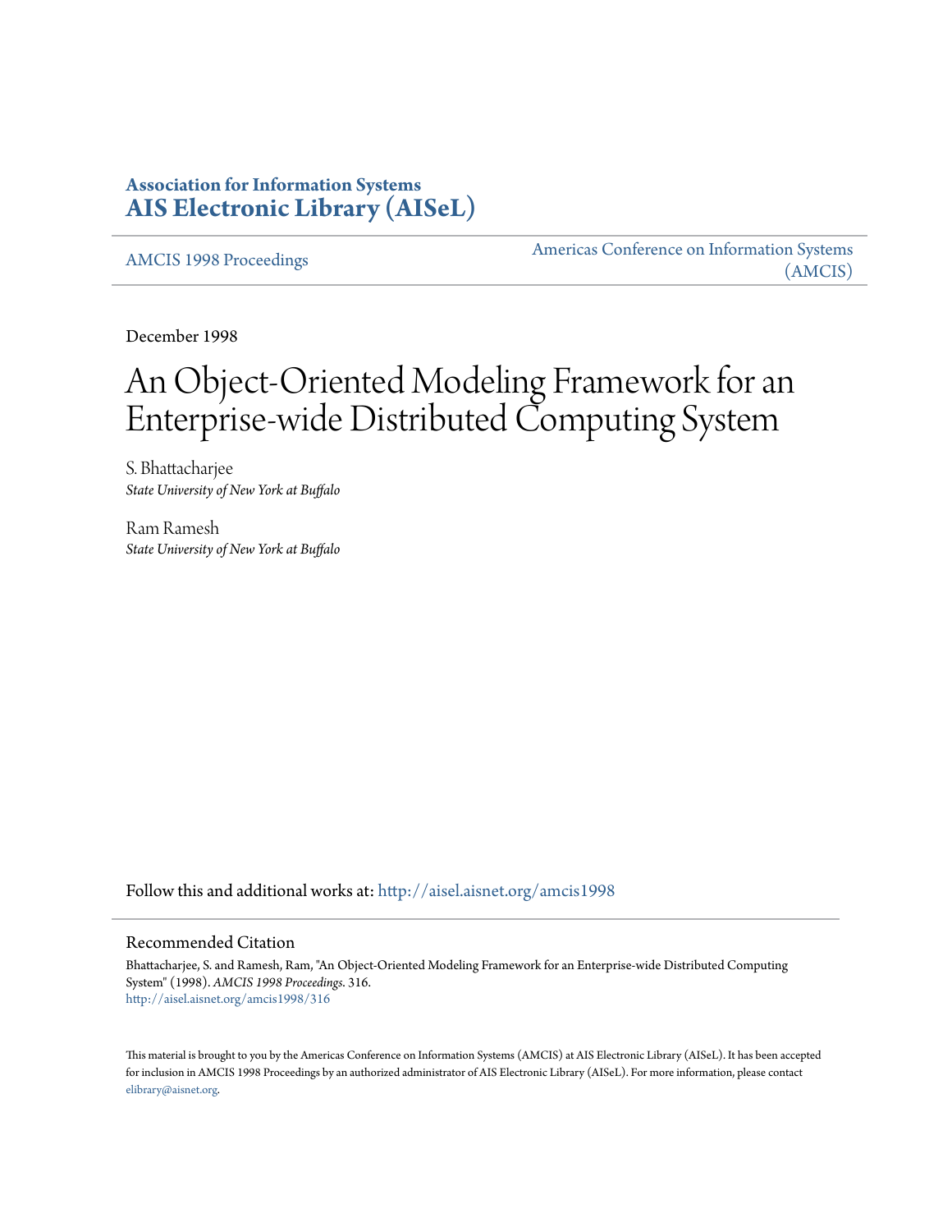**Association for Information Systems**
**[AIS Electronic Library (AISeL)](http://aisel.aisnet.org)**

AMCIS 1998 Proceedings

Americas Conference on Information Systems (AMCIS)

December 1998

# An Object-Oriented Modeling Framework for an Enterprise-wide Distributed Computing System

S. Bhattacharjee
*State University of New York at Buffalo*

Ram Ramesh
*State University of New York at Buffalo*

Follow this and additional works at: http://aisel.aisnet.org/amcis1998

## Recommended Citation

Bhattacharjee, S. and Ramesh, Ram, "An Object-Oriented Modeling Framework for an Enterprise-wide Distributed Computing System" (1998). *AMCIS 1998 Proceedings*. 316.
http://aisel.aisnet.org/amcis1998/316

This material is brought to you by the Americas Conference on Information Systems (AMCIS) at AIS Electronic Library (AISeL). It has been accepted for inclusion in AMCIS 1998 Proceedings by an authorized administrator of AIS Electronic Library (AISeL). For more information, please contact elibrary@aisnet.org.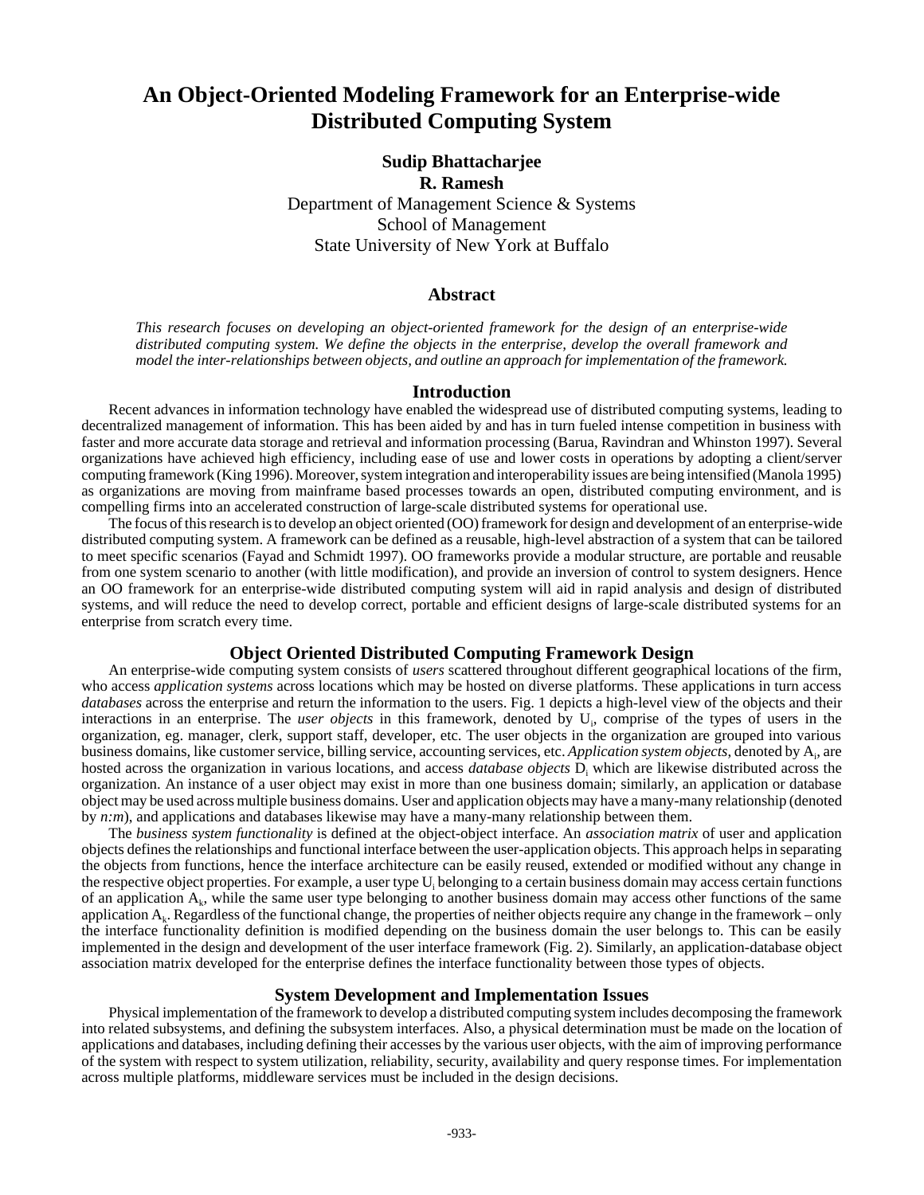# An Object-Oriented Modeling Framework for an Enterprise-wide Distributed Computing System

**Sudip Bhattacharjee**
**R. Ramesh**
Department of Management Science & Systems
School of Management
State University of New York at Buffalo

## Abstract

*This research focuses on developing an object-oriented framework for the design of an enterprise-wide distributed computing system. We define the objects in the enterprise, develop the overall framework and model the inter-relationships between objects, and outline an approach for implementation of the framework.*

## Introduction

Recent advances in information technology have enabled the widespread use of distributed computing systems, leading to decentralized management of information. This has been aided by and has in turn fueled intense competition in business with faster and more accurate data storage and retrieval and information processing (Barua, Ravindran and Whinston 1997). Several organizations have achieved high efficiency, including ease of use and lower costs in operations by adopting a client/server computing framework (King 1996). Moreover, system integration and interoperability issues are being intensified (Manola 1995) as organizations are moving from mainframe based processes towards an open, distributed computing environment, and is compelling firms into an accelerated construction of large-scale distributed systems for operational use.

The focus of this research is to develop an object oriented (OO) framework for design and development of an enterprise-wide distributed computing system. A framework can be defined as a reusable, high-level abstraction of a system that can be tailored to meet specific scenarios (Fayad and Schmidt 1997). OO frameworks provide a modular structure, are portable and reusable from one system scenario to another (with little modification), and provide an inversion of control to system designers. Hence an OO framework for an enterprise-wide distributed computing system will aid in rapid analysis and design of distributed systems, and will reduce the need to develop correct, portable and efficient designs of large-scale distributed systems for an enterprise from scratch every time.

## Object Oriented Distributed Computing Framework Design

An enterprise-wide computing system consists of *users* scattered throughout different geographical locations of the firm, who access *application systems* across locations which may be hosted on diverse platforms. These applications in turn access *databases* across the enterprise and return the information to the users. Fig. 1 depicts a high-level view of the objects and their interactions in an enterprise. The *user objects* in this framework, denoted by $U_i$, comprise of the types of users in the organization, eg. manager, clerk, support staff, developer, etc. The user objects in the organization are grouped into various business domains, like customer service, billing service, accounting services, etc. *Application system objects*, denoted by $A_i$, are hosted across the organization in various locations, and access *database objects* $D_i$ which are likewise distributed across the organization. An instance of a user object may exist in more than one business domain; similarly, an application or database object may be used across multiple business domains. User and application objects may have a many-many relationship (denoted by *n:m*), and applications and databases likewise may have a many-many relationship between them.

The *business system functionality* is defined at the object-object interface. An *association matrix* of user and application objects defines the relationships and functional interface between the user-application objects. This approach helps in separating the objects from functions, hence the interface architecture can be easily reused, extended or modified without any change in the respective object properties. For example, a user type $U_i$ belonging to a certain business domain may access certain functions of an application $A_k$, while the same user type belonging to another business domain may access other functions of the same application $A_k$. Regardless of the functional change, the properties of neither objects require any change in the framework – only the interface functionality definition is modified depending on the business domain the user belongs to. This can be easily implemented in the design and development of the user interface framework (Fig. 2). Similarly, an application-database object association matrix developed for the enterprise defines the interface functionality between those types of objects.

## System Development and Implementation Issues

Physical implementation of the framework to develop a distributed computing system includes decomposing the framework into related subsystems, and defining the subsystem interfaces. Also, a physical determination must be made on the location of applications and databases, including defining their accesses by the various user objects, with the aim of improving performance of the system with respect to system utilization, reliability, security, availability and query response times. For implementation across multiple platforms, middleware services must be included in the design decisions.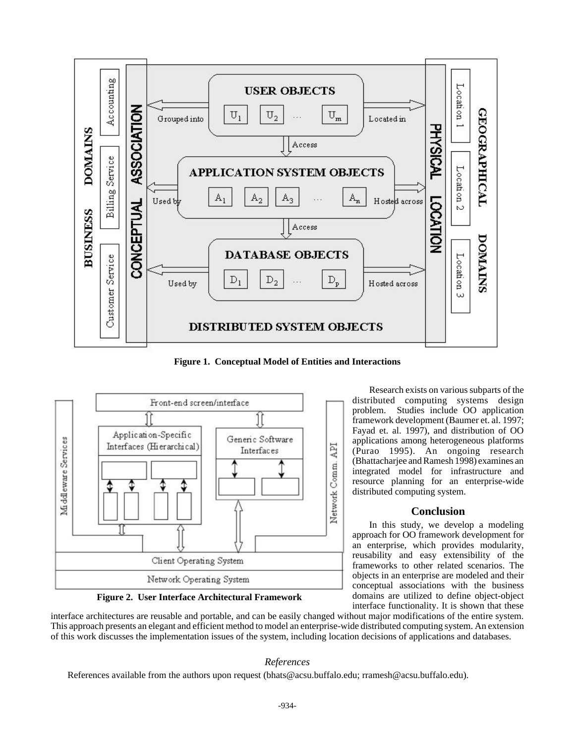BUSINESS DOMAINS

Accounting

Billing Service

Customer Service

CONCEPTUAL ASSOCIATION

USER OBJECTS

$U_1$ $U_2$ ... $U_m$

Grouped into

Located in

Access

APPLICATION SYSTEM OBJECTS

$A_1$ $A_2$ $A_3$ ... $A_n$

Used by

Hosted across

Access

DATABASE OBJECTS

$D_1$ $D_2$ ... $D_p$

Used by

Hosted across

DISTRIBUTED SYSTEM OBJECTS

PHYSICAL LOCATION

Location 1

Location 2

Location 3

GEOGRAPHICAL DOMAINS

**Figure 1. Conceptual Model of Entities and Interactions**

Front-end screen/interface

Application-Specific Interfaces (Hierarchical)

Generic Software Interfaces

Middleware Services

Network Comm. API

Client Operating System

Network Operating System

**Figure 2. User Interface Architectural Framework**

Research exists on various subparts of the distributed computing systems design problem. Studies include OO application framework development (Baumer et. al. 1997; Fayad et. al. 1997), and distribution of OO applications among heterogeneous platforms (Purao 1995). An ongoing research (Bhattacharjee and Ramesh 1998) examines an integrated model for infrastructure and resource planning for an enterprise-wide distributed computing system.

## Conclusion

In this study, we develop a modeling approach for OO framework development for an enterprise, which provides modularity, reusability and easy extensibility of the frameworks to other related scenarios. The objects in an enterprise are modeled and their conceptual associations with the business domains are utilized to define object-object interface functionality. It is shown that these interface architectures are reusable and portable, and can be easily changed without major modifications of the entire system. This approach presents an elegant and efficient method to model an enterprise-wide distributed computing system. An extension of this work discusses the implementation issues of the system, including location decisions of applications and databases.

### *References*

References available from the authors upon request (bhats@acsu.buffalo.edu; rramesh@acsu.buffalo.edu).